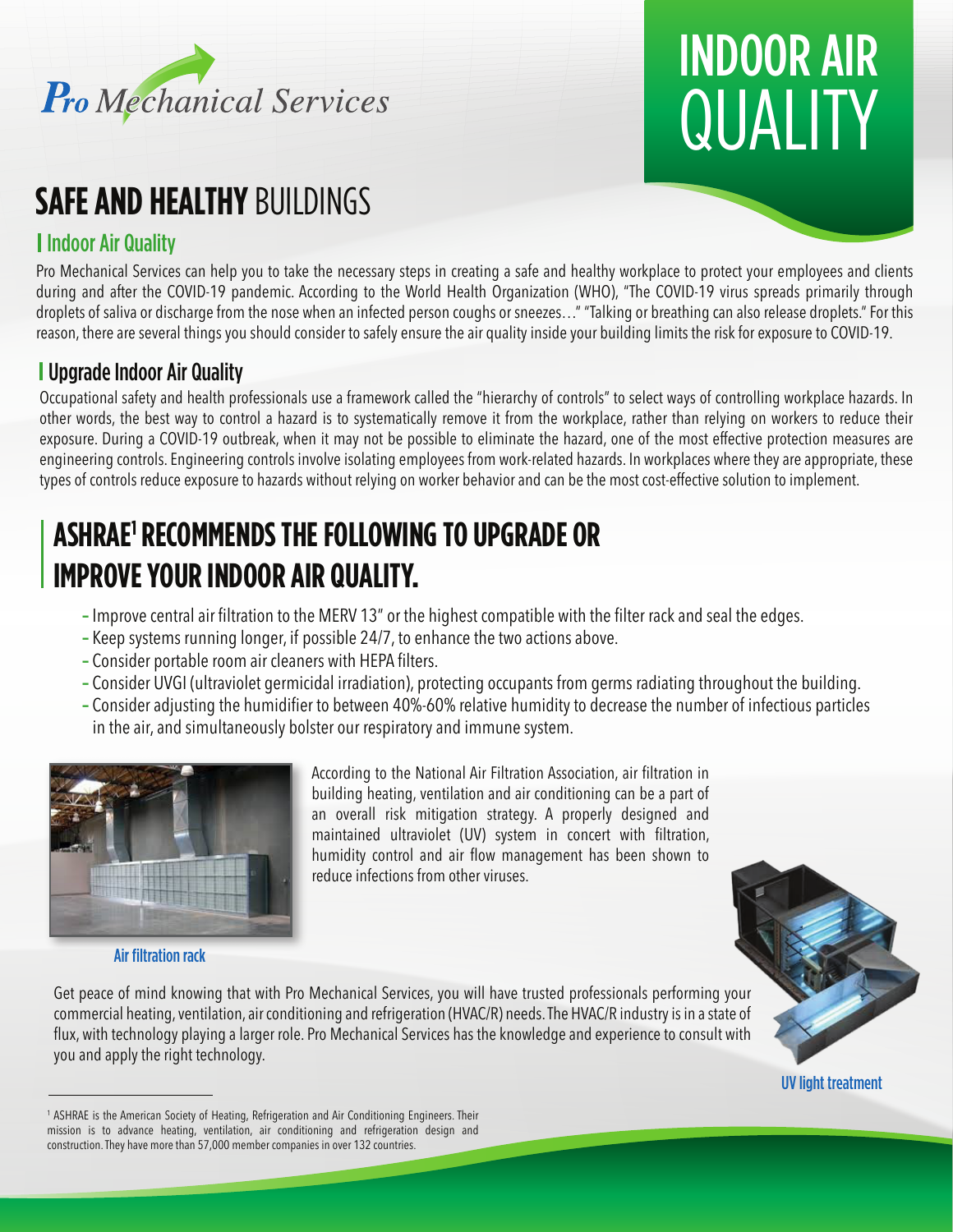Pro Mechanical Services

# INDOOR AIR QUALITY

## SAFE AND HEALTHY BUILDINGS

### Indoor Air Quality

Pro Mechanical Services can help you to take the necessary steps in creating a safe and healthy workplace to protect your employees and clients during and after the COVID-19 pandemic. According to the World Health Organization (WHO), "The COVID-19 virus spreads primarily through droplets of saliva or discharge from the nose when an infected person coughs or sneezes…" "Talking or breathing can also release droplets." For this reason, there are several things you should consider to safely ensure the air quality inside your building limits the risk for exposure to COVID-19.

### Upgrade Indoor Air Quality

Occupational safety and health professionals use a framework called the "hierarchy of controls" to select ways of controlling workplace hazards. In other words, the best way to control a hazard is to systematically remove it from the workplace, rather than relying on workers to reduce their exposure. During a COVID-19 outbreak, when it may not be possible to eliminate the hazard, one of the most effective protection measures are engineering controls. Engineering controls involve isolating employees from work-related hazards. In workplaces where they are appropriate, these types of controls reduce exposure to hazards without relying on worker behavior and can be the most cost-effective solution to implement.

## ASHRAE[1] RECOMMENDS THE FOLLOWING TO UPGRADE OR IMPROVE YOUR INDOOR AIR QUALITY.

- Improve central air filtration to the MERV 13" or the highest compatible with the filter rack and seal the edges.
- Keep systems running longer, if possible 24/7, to enhance the two actions above.
- Consider portable room air cleaners with HEPA filters.
- Consider UVGI (ultraviolet germicidal irradiation), protecting occupants from germs radiating throughout the building.
- Consider adjusting the humidifier to between 40%-60% relative humidity to decrease the number of infectious particles in the air, and simultaneously bolster our respiratory and immune system.

Air filtration rack

According to the National Air Filtration Association, air filtration in building heating, ventilation and air conditioning can be a part of an overall risk mitigation strategy. A properly designed and maintained ultraviolet (UV) system in concert with filtration, humidity control and air flow management has been shown to reduce infections from other viruses.

Get peace of mind knowing that with Pro Mechanical Services, you will have trusted professionals performing your commercial heating, ventilation, air conditioning and refrigeration (HVAC/R) needs. The HVAC/R industry is in a state of flux, with technology playing a larger role. Pro Mechanical Services has the knowledge and experience to consult with you and apply the right technology.

UV light treatment

[1] ASHRAE is the American Society of Heating, Refrigeration and Air Conditioning Engineers. Their mission is to advance heating, ventilation, air conditioning and refrigeration design and construction. They have more than 57,000 member companies in over 132 countries.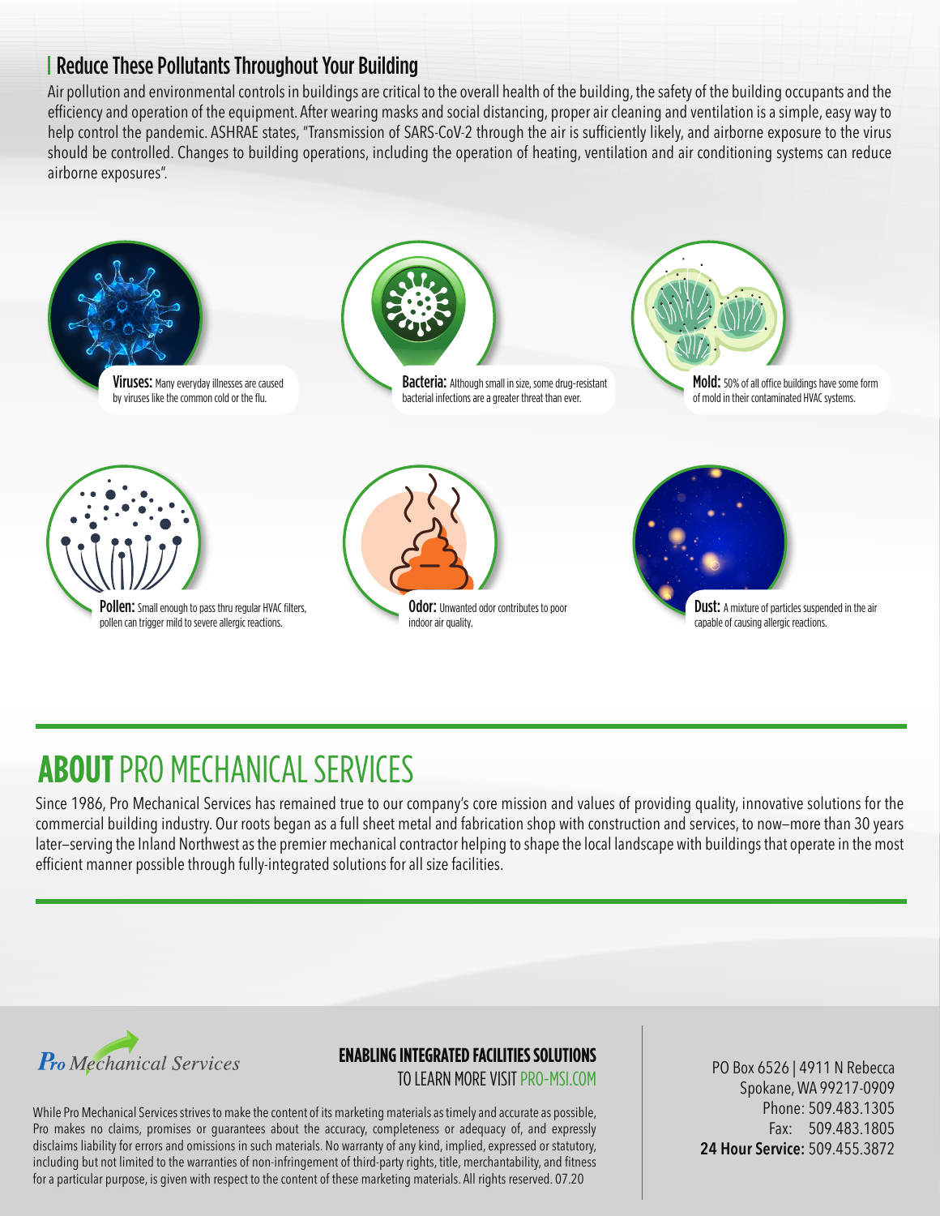## Reduce These Pollutants Throughout Your Building

Air pollution and environmental controls in buildings are critical to the overall health of the building, the safety of the building occupants and the efficiency and operation of the equipment. After wearing masks and social distancing, proper air cleaning and ventilation is a simple, easy way to help control the pandemic. ASHRAE states, "Transmission of SARS-CoV-2 through the air is sufficiently likely, and airborne exposure to the virus should be controlled. Changes to building operations, including the operation of heating, ventilation and air conditioning systems can reduce airborne exposures".

**Viruses:** Many everyday illnesses are caused by viruses like the common cold or the flu.

**Bacteria:** Although small in size, some drug-resistant bacterial infections are a greater threat than ever.

**Mold:** 50% of all office buildings have some form of mold in their contaminated HVAC systems.

**Pollen:** Small enough to pass thru regular HVAC filters, pollen can trigger mild to severe allergic reactions.

**Odor:** Unwanted odor contributes to poor indoor air quality.

**Dust:** A mixture of particles suspended in the air capable of causing allergic reactions.

# **ABOUT** PRO MECHANICAL SERVICES

Since 1986, Pro Mechanical Services has remained true to our company's core mission and values of providing quality, innovative solutions for the commercial building industry. Our roots began as a full sheet metal and fabrication shop with construction and services, to now—more than 30 years later—serving the Inland Northwest as the premier mechanical contractor helping to shape the local landscape with buildings that operate in the most efficient manner possible through fully-integrated solutions for all size facilities.

Pro Mechanical Services

**ENABLING INTEGRATED FACILITIES SOLUTIONS**

TO LEARN MORE VISIT PRO-MSI.COM

While Pro Mechanical Services strives to make the content of its marketing materials as timely and accurate as possible, Pro makes no claims, promises or guarantees about the accuracy, completeness or adequacy of, and expressly disclaims liability for errors and omissions in such materials. No warranty of any kind, implied, expressed or statutory, including but not limited to the warranties of non-infringement of third-party rights, title, merchantability, and fitness for a particular purpose, is given with respect to the content of these marketing materials. All rights reserved. 07.20

PO Box 6526 | 4911 N Rebecca
Spokane, WA 99217-0909
Phone: 509.483.1305
Fax: 509.483.1805
**24 Hour Service:** 509.455.3872